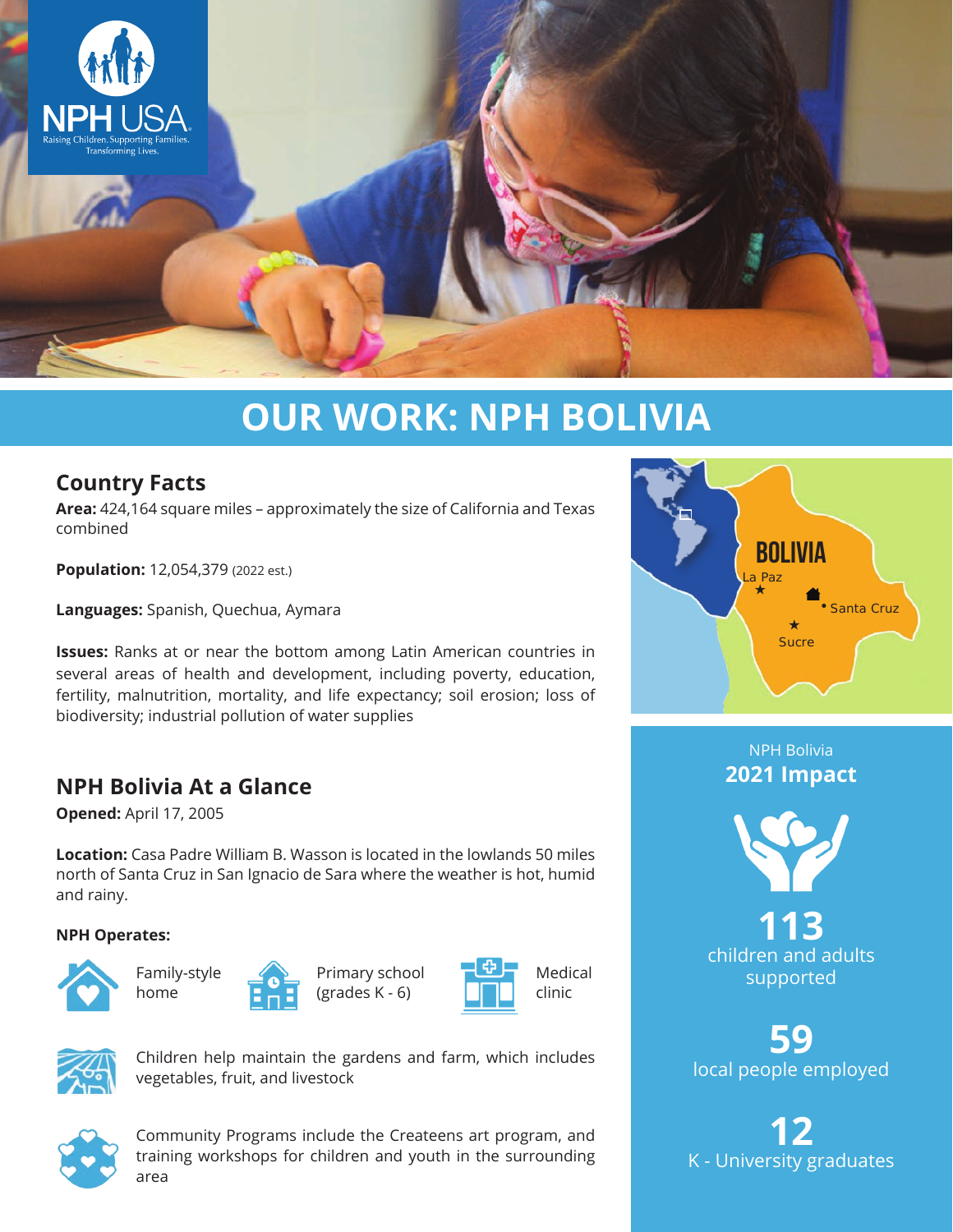NPH USA
Raising Children. Supporting Families. Transforming Lives.

# OUR WORK: NPH BOLIVIA

## Country Facts

**Area:** 424,164 square miles – approximately the size of California and Texas combined

**Population:** 12,054,379 (2022 est.)

**Languages:** Spanish, Quechua, Aymara

**Issues:** Ranks at or near the bottom among Latin American countries in several areas of health and development, including poverty, education, fertility, malnutrition, mortality, and life expectancy; soil erosion; loss of biodiversity; industrial pollution of water supplies

BOLIVIA
La Paz
Santa Cruz
Sucre

## NPH Bolivia At a Glance

**Opened:** April 17, 2005

**Location:** Casa Padre William B. Wasson is located in the lowlands 50 miles north of Santa Cruz in San Ignacio de Sara where the weather is hot, humid and rainy.

### NPH Operates:

- Family-style home
- Primary school (grades K - 6)
- Medical clinic
- Children help maintain the gardens and farm, which includes vegetables, fruit, and livestock
- Community Programs include the Createens art program, and training workshops for children and youth in the surrounding area

### NPH Bolivia 2021 Impact

**113**
children and adults supported

**59**
local people employed

**12**
K - University graduates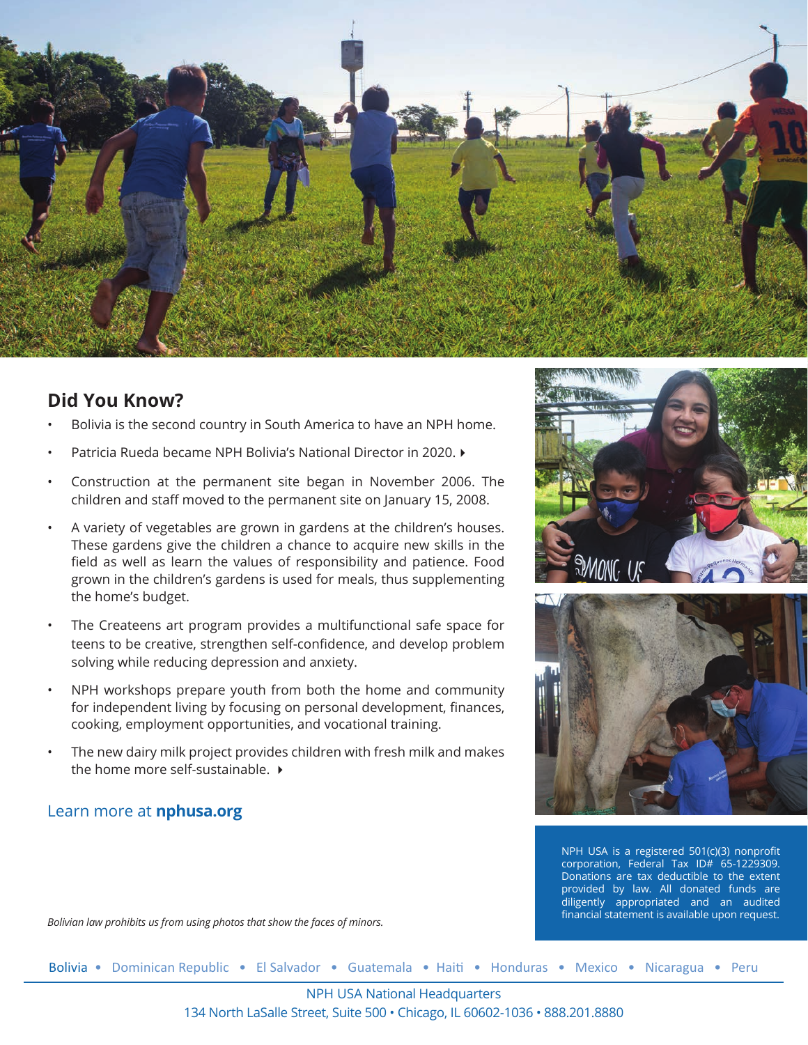## Did You Know?

- Bolivia is the second country in South America to have an NPH home.
- Patricia Rueda became NPH Bolivia's National Director in 2020. ▸
- Construction at the permanent site began in November 2006. The children and staff moved to the permanent site on January 15, 2008.
- A variety of vegetables are grown in gardens at the children's houses. These gardens give the children a chance to acquire new skills in the field as well as learn the values of responsibility and patience. Food grown in the children's gardens is used for meals, thus supplementing the home's budget.
- The Createens art program provides a multifunctional safe space for teens to be creative, strengthen self-confidence, and develop problem solving while reducing depression and anxiety.
- NPH workshops prepare youth from both the home and community for independent living by focusing on personal development, finances, cooking, employment opportunities, and vocational training.
- The new dairy milk project provides children with fresh milk and makes the home more self-sustainable. ▸

Learn more at **nphusa.org**

*Bolivian law prohibits us from using photos that show the faces of minors.*

NPH USA is a registered 501(c)(3) nonprofit corporation, Federal Tax ID# 65-1229309. Donations are tax deductible to the extent provided by law. All donated funds are diligently appropriated and an audited financial statement is available upon request.

Bolivia • Dominican Republic • El Salvador • Guatemala • Haiti • Honduras • Mexico • Nicaragua • Peru

NPH USA National Headquarters
134 North LaSalle Street, Suite 500 • Chicago, IL 60602-1036 • 888.201.8880